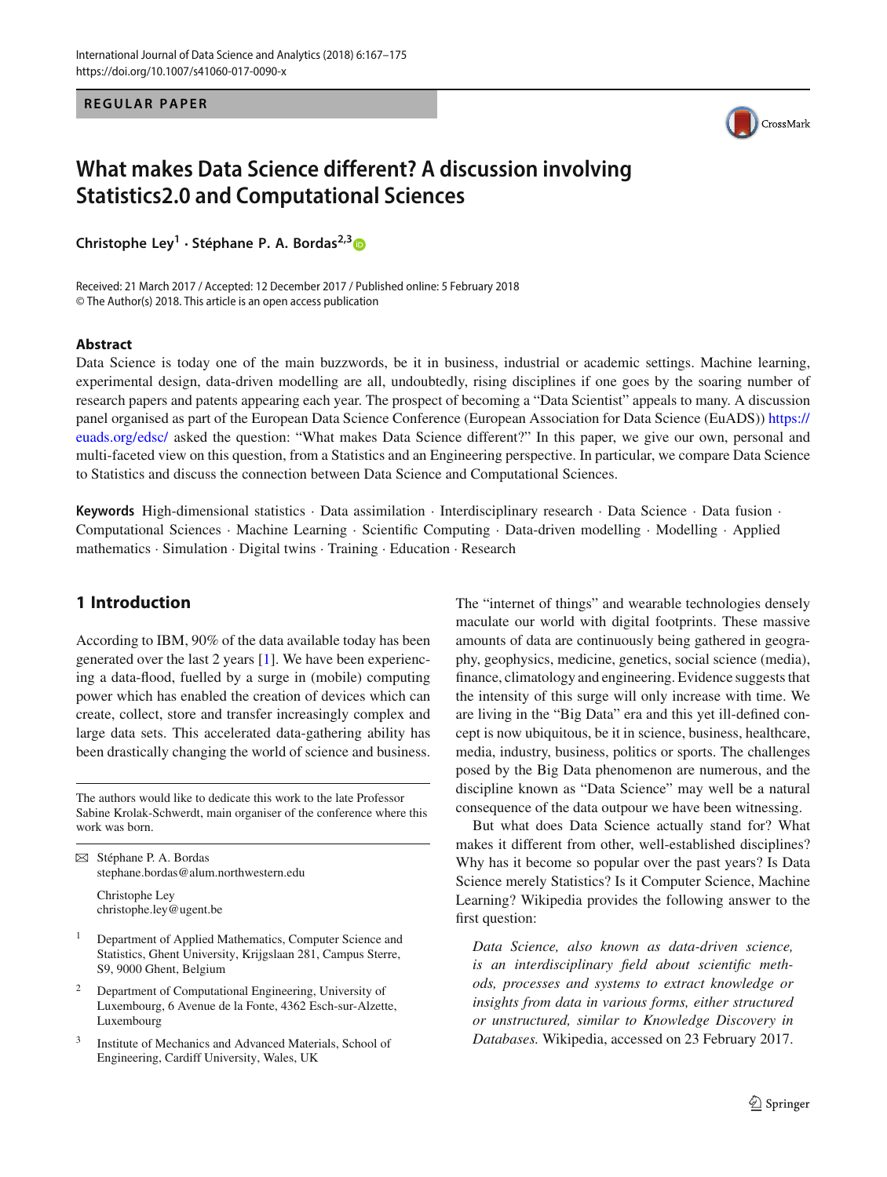REGULAR PAPER

# What makes Data Science different? A discussion involving Statistics2.0 and Computational Sciences

**Christophe Ley[1] · Stéphane P. A. Bordas[2,3]**

Received: 21 March 2017 / Accepted: 12 December 2017 / Published online: 5 February 2018
© The Author(s) 2018. This article is an open access publication

## Abstract

Data Science is today one of the main buzzwords, be it in business, industrial or academic settings. Machine learning, experimental design, data-driven modelling are all, undoubtedly, rising disciplines if one goes by the soaring number of research papers and patents appearing each year. The prospect of becoming a "Data Scientist" appeals to many. A discussion panel organised as part of the European Data Science Conference (European Association for Data Science (EuADS)) https://euads.org/edsc/ asked the question: "What makes Data Science different?" In this paper, we give our own, personal and multi-faceted view on this question, from a Statistics and an Engineering perspective. In particular, we compare Data Science to Statistics and discuss the connection between Data Science and Computational Sciences.

**Keywords** High-dimensional statistics · Data assimilation · Interdisciplinary research · Data Science · Data fusion · Computational Sciences · Machine Learning · Scientific Computing · Data-driven modelling · Modelling · Applied mathematics · Simulation · Digital twins · Training · Education · Research

## 1 Introduction

According to IBM, 90% of the data available today has been generated over the last 2 years [1]. We have been experiencing a data-flood, fuelled by a surge in (mobile) computing power which has enabled the creation of devices which can create, collect, store and transfer increasingly complex and large data sets. This accelerated data-gathering ability has been drastically changing the world of science and business. The "internet of things" and wearable technologies densely maculate our world with digital footprints. These massive amounts of data are continuously being gathered in geography, geophysics, medicine, genetics, social science (media), finance, climatology and engineering. Evidence suggests that the intensity of this surge will only increase with time. We are living in the "Big Data" era and this yet ill-defined concept is now ubiquitous, be it in science, business, healthcare, media, industry, business, politics or sports. The challenges posed by the Big Data phenomenon are numerous, and the discipline known as "Data Science" may well be a natural consequence of the data outpour we have been witnessing.

But what does Data Science actually stand for? What makes it different from other, well-established disciplines? Why has it become so popular over the past years? Is Data Science merely Statistics? Is it Computer Science, Machine Learning? Wikipedia provides the following answer to the first question:

> *Data Science, also known as data-driven science, is an interdisciplinary field about scientific methods, processes and systems to extract knowledge or insights from data in various forms, either structured or unstructured, similar to Knowledge Discovery in Databases.* Wikipedia, accessed on 23 February 2017.

The authors would like to dedicate this work to the late Professor Sabine Krolak-Schwerdt, main organiser of the conference where this work was born.

✉ Stéphane P. A. Bordas
stephane.bordas@alum.northwestern.edu

Christophe Ley
christophe.ley@ugent.be

[1] Department of Applied Mathematics, Computer Science and Statistics, Ghent University, Krijgslaan 281, Campus Sterre, S9, 9000 Ghent, Belgium

[2] Department of Computational Engineering, University of Luxembourg, 6 Avenue de la Fonte, 4362 Esch-sur-Alzette, Luxembourg

[3] Institute of Mechanics and Advanced Materials, School of Engineering, Cardiff University, Wales, UK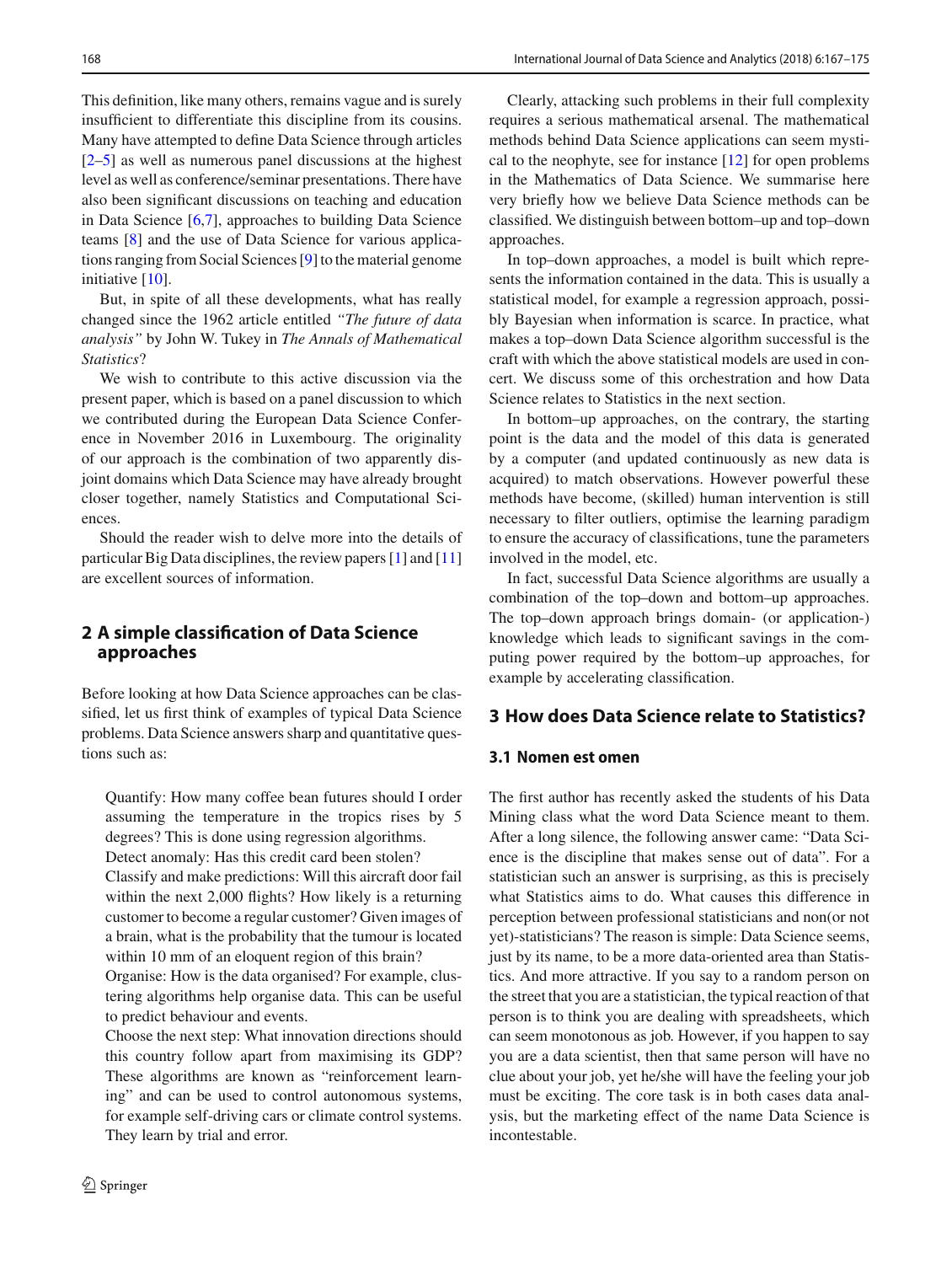This definition, like many others, remains vague and is surely insufficient to differentiate this discipline from its cousins. Many have attempted to define Data Science through articles [2–5] as well as numerous panel discussions at the highest level as well as conference/seminar presentations. There have also been significant discussions on teaching and education in Data Science [6,7], approaches to building Data Science teams [8] and the use of Data Science for various applications ranging from Social Sciences [9] to the material genome initiative [10].

But, in spite of all these developments, what has really changed since the 1962 article entitled *"The future of data analysis"* by John W. Tukey in *The Annals of Mathematical Statistics*?

We wish to contribute to this active discussion via the present paper, which is based on a panel discussion to which we contributed during the European Data Science Conference in November 2016 in Luxembourg. The originality of our approach is the combination of two apparently disjoint domains which Data Science may have already brought closer together, namely Statistics and Computational Sciences.

Should the reader wish to delve more into the details of particular Big Data disciplines, the review papers [1] and [11] are excellent sources of information.

## 2 A simple classification of Data Science approaches

Before looking at how Data Science approaches can be classified, let us first think of examples of typical Data Science problems. Data Science answers sharp and quantitative questions such as:

Quantify: How many coffee bean futures should I order assuming the temperature in the tropics rises by 5 degrees? This is done using regression algorithms.
Detect anomaly: Has this credit card been stolen?
Classify and make predictions: Will this aircraft door fail within the next 2,000 flights? How likely is a returning customer to become a regular customer? Given images of a brain, what is the probability that the tumour is located within 10 mm of an eloquent region of this brain?
Organise: How is the data organised? For example, clustering algorithms help organise data. This can be useful to predict behaviour and events.
Choose the next step: What innovation directions should this country follow apart from maximising its GDP? These algorithms are known as "reinforcement learning" and can be used to control autonomous systems, for example self-driving cars or climate control systems. They learn by trial and error.

Clearly, attacking such problems in their full complexity requires a serious mathematical arsenal. The mathematical methods behind Data Science applications can seem mystical to the neophyte, see for instance [12] for open problems in the Mathematics of Data Science. We summarise here very briefly how we believe Data Science methods can be classified. We distinguish between bottom–up and top–down approaches.

In top–down approaches, a model is built which represents the information contained in the data. This is usually a statistical model, for example a regression approach, possibly Bayesian when information is scarce. In practice, what makes a top–down Data Science algorithm successful is the craft with which the above statistical models are used in concert. We discuss some of this orchestration and how Data Science relates to Statistics in the next section.

In bottom–up approaches, on the contrary, the starting point is the data and the model of this data is generated by a computer (and updated continuously as new data is acquired) to match observations. However powerful these methods have become, (skilled) human intervention is still necessary to filter outliers, optimise the learning paradigm to ensure the accuracy of classifications, tune the parameters involved in the model, etc.

In fact, successful Data Science algorithms are usually a combination of the top–down and bottom–up approaches. The top–down approach brings domain- (or application-) knowledge which leads to significant savings in the computing power required by the bottom–up approaches, for example by accelerating classification.

## 3 How does Data Science relate to Statistics?

### 3.1 Nomen est omen

The first author has recently asked the students of his Data Mining class what the word Data Science meant to them. After a long silence, the following answer came: "Data Science is the discipline that makes sense out of data". For a statistician such an answer is surprising, as this is precisely what Statistics aims to do. What causes this difference in perception between professional statisticians and non(or not yet)-statisticians? The reason is simple: Data Science seems, just by its name, to be a more data-oriented area than Statistics. And more attractive. If you say to a random person on the street that you are a statistician, the typical reaction of that person is to think you are dealing with spreadsheets, which can seem monotonous as job. However, if you happen to say you are a data scientist, then that same person will have no clue about your job, yet he/she will have the feeling your job must be exciting. The core task is in both cases data analysis, but the marketing effect of the name Data Science is incontestable.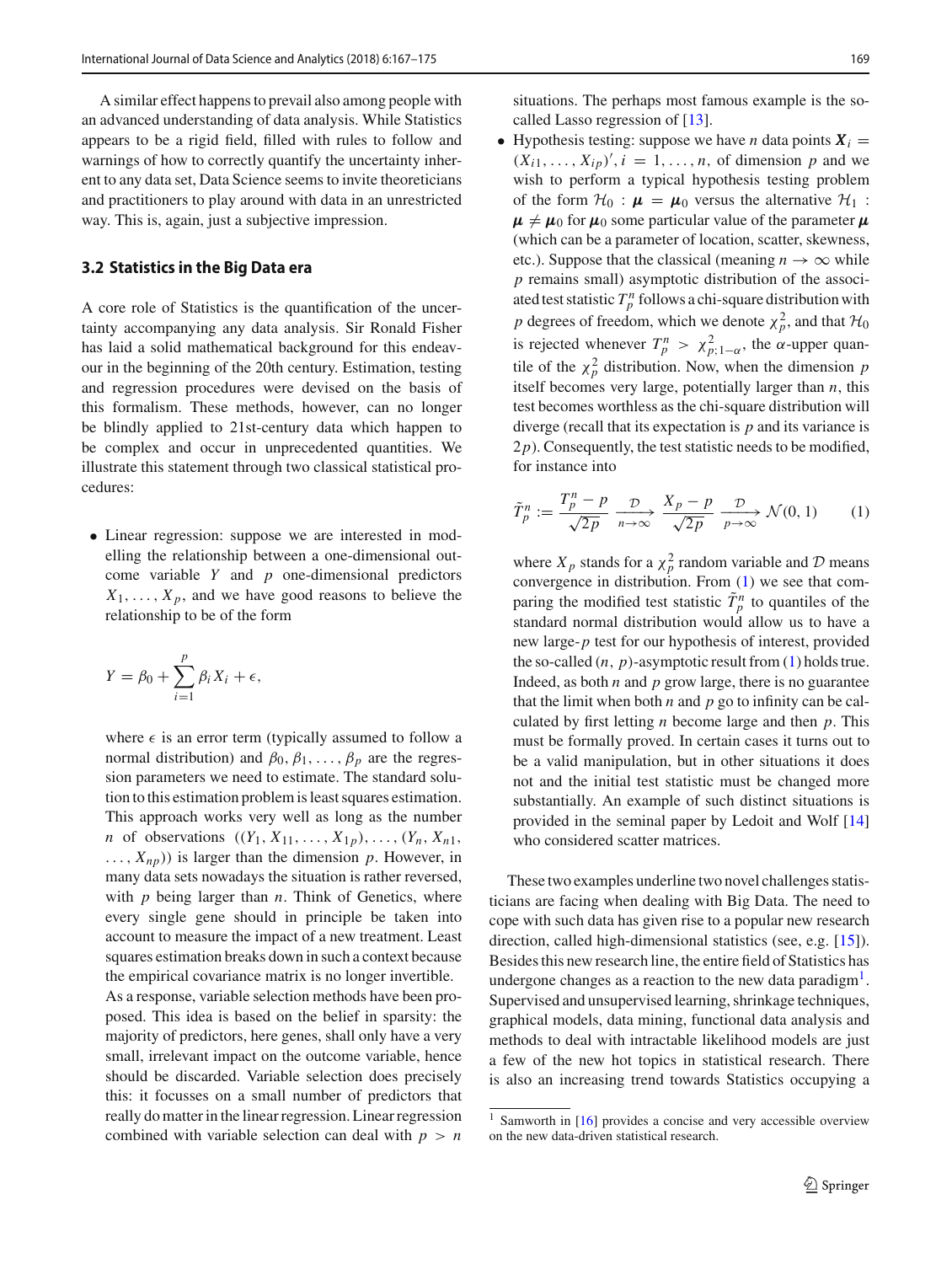A similar effect happens to prevail also among people with an advanced understanding of data analysis. While Statistics appears to be a rigid field, filled with rules to follow and warnings of how to correctly quantify the uncertainty inherent to any data set, Data Science seems to invite theoreticians and practitioners to play around with data in an unrestricted way. This is, again, just a subjective impression.

### 3.2 Statistics in the Big Data era

A core role of Statistics is the quantification of the uncertainty accompanying any data analysis. Sir Ronald Fisher has laid a solid mathematical background for this endeavour in the beginning of the 20th century. Estimation, testing and regression procedures were devised on the basis of this formalism. These methods, however, can no longer be blindly applied to 21st-century data which happen to be complex and occur in unprecedented quantities. We illustrate this statement through two classical statistical procedures:

- Linear regression: suppose we are interested in modelling the relationship between a one-dimensional outcome variable $Y$ and $p$ one-dimensional predictors $X_1, \ldots, X_p$, and we have good reasons to believe the relationship to be of the form

$$Y = \beta_0 + \sum_{i=1}^{p} \beta_i X_i + \epsilon,$$

  where $\epsilon$ is an error term (typically assumed to follow a normal distribution) and $\beta_0, \beta_1, \ldots, \beta_p$ are the regression parameters we need to estimate. The standard solution to this estimation problem is least squares estimation. This approach works very well as long as the number $n$ of observations $((Y_1, X_{11}, \ldots, X_{1p}), \ldots, (Y_n, X_{n1}, \ldots, X_{np}))$ is larger than the dimension $p$. However, in many data sets nowadays the situation is rather reversed, with $p$ being larger than $n$. Think of Genetics, where every single gene should in principle be taken into account to measure the impact of a new treatment. Least squares estimation breaks down in such a context because the empirical covariance matrix is no longer invertible.
  As a response, variable selection methods have been proposed. This idea is based on the belief in sparsity: the majority of predictors, here genes, shall only have a very small, irrelevant impact on the outcome variable, hence should be discarded. Variable selection does precisely this: it focusses on a small number of predictors that really do matter in the linear regression. Linear regression combined with variable selection can deal with $p > n$ situations. The perhaps most famous example is the so-called Lasso regression of [13].
- Hypothesis testing: suppose we have $n$ data points $\boldsymbol{X}_i = (X_{i1}, \ldots, X_{ip})', i = 1, \ldots, n$, of dimension $p$ and we wish to perform a typical hypothesis testing problem of the form $\mathcal{H}_0 : \boldsymbol{\mu} = \boldsymbol{\mu}_0$ versus the alternative $\mathcal{H}_1 : \boldsymbol{\mu} \neq \boldsymbol{\mu}_0$ for $\boldsymbol{\mu}_0$ some particular value of the parameter $\boldsymbol{\mu}$ (which can be a parameter of location, scatter, skewness, etc.). Suppose that the classical (meaning $n \to \infty$ while $p$ remains small) asymptotic distribution of the associated test statistic $T_p^n$ follows a chi-square distribution with $p$ degrees of freedom, which we denote $\chi_p^2$, and that $\mathcal{H}_0$ is rejected whenever $T_p^n > \chi^2_{p;1-\alpha}$, the $\alpha$-upper quantile of the $\chi_p^2$ distribution. Now, when the dimension $p$ itself becomes very large, potentially larger than $n$, this test becomes worthless as the chi-square distribution will diverge (recall that its expectation is $p$ and its variance is $2p$). Consequently, the test statistic needs to be modified, for instance into

$$\tilde{T}_p^n := \frac{T_p^n - p}{\sqrt{2p}} \xrightarrow[n \to \infty]{\mathcal{D}} \frac{X_p - p}{\sqrt{2p}} \xrightarrow[p \to \infty]{\mathcal{D}} \mathcal{N}(0, 1) \qquad (1)$$

  where $X_p$ stands for a $\chi_p^2$ random variable and $\mathcal{D}$ means convergence in distribution. From (1) we see that comparing the modified test statistic $\tilde{T}_p^n$ to quantiles of the standard normal distribution would allow us to have a new large-$p$ test for our hypothesis of interest, provided the so-called $(n, p)$-asymptotic result from (1) holds true. Indeed, as both $n$ and $p$ grow large, there is no guarantee that the limit when both $n$ and $p$ go to infinity can be calculated by first letting $n$ become large and then $p$. This must be formally proved. In certain cases it turns out to be a valid manipulation, but in other situations it does not and the initial test statistic must be changed more substantially. An example of such distinct situations is provided in the seminal paper by Ledoit and Wolf [14] who considered scatter matrices.

These two examples underline two novel challenges statisticians are facing when dealing with Big Data. The need to cope with such data has given rise to a popular new research direction, called high-dimensional statistics (see, e.g. [15]). Besides this new research line, the entire field of Statistics has undergone changes as a reaction to the new data paradigm[1]. Supervised and unsupervised learning, shrinkage techniques, graphical models, data mining, functional data analysis and methods to deal with intractable likelihood models are just a few of the new hot topics in statistical research. There is also an increasing trend towards Statistics occupying a

[1] Samworth in [16] provides a concise and very accessible overview on the new data-driven statistical research.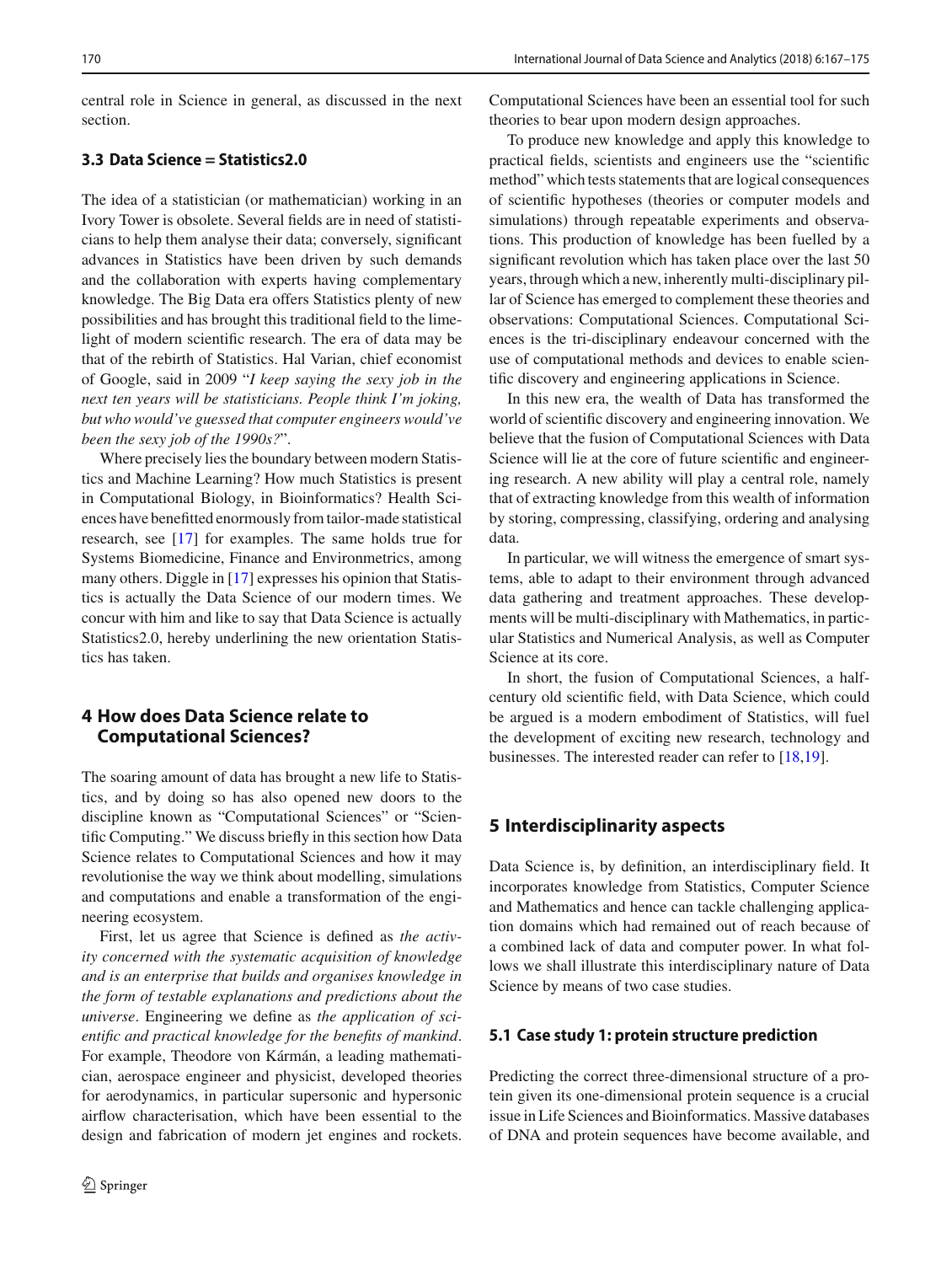central role in Science in general, as discussed in the next section.

### 3.3 Data Science = Statistics2.0

The idea of a statistician (or mathematician) working in an Ivory Tower is obsolete. Several fields are in need of statisticians to help them analyse their data; conversely, significant advances in Statistics have been driven by such demands and the collaboration with experts having complementary knowledge. The Big Data era offers Statistics plenty of new possibilities and has brought this traditional field to the limelight of modern scientific research. The era of data may be that of the rebirth of Statistics. Hal Varian, chief economist of Google, said in 2009 "*I keep saying the sexy job in the next ten years will be statisticians. People think I'm joking, but who would've guessed that computer engineers would've been the sexy job of the 1990s?*".

Where precisely lies the boundary between modern Statistics and Machine Learning? How much Statistics is present in Computational Biology, in Bioinformatics? Health Sciences have benefitted enormously from tailor-made statistical research, see [17] for examples. The same holds true for Systems Biomedicine, Finance and Environmetrics, among many others. Diggle in [17] expresses his opinion that Statistics is actually the Data Science of our modern times. We concur with him and like to say that Data Science is actually Statistics2.0, hereby underlining the new orientation Statistics has taken.

## 4 How does Data Science relate to Computational Sciences?

The soaring amount of data has brought a new life to Statistics, and by doing so has also opened new doors to the discipline known as "Computational Sciences" or "Scientific Computing." We discuss briefly in this section how Data Science relates to Computational Sciences and how it may revolutionise the way we think about modelling, simulations and computations and enable a transformation of the engineering ecosystem.

First, let us agree that Science is defined as *the activity concerned with the systematic acquisition of knowledge and is an enterprise that builds and organises knowledge in the form of testable explanations and predictions about the universe*. Engineering we define as *the application of scientific and practical knowledge for the benefits of mankind*. For example, Theodore von Kármán, a leading mathematician, aerospace engineer and physicist, developed theories for aerodynamics, in particular supersonic and hypersonic airflow characterisation, which have been essential to the design and fabrication of modern jet engines and rockets. Computational Sciences have been an essential tool for such theories to bear upon modern design approaches.

To produce new knowledge and apply this knowledge to practical fields, scientists and engineers use the "scientific method" which tests statements that are logical consequences of scientific hypotheses (theories or computer models and simulations) through repeatable experiments and observations. This production of knowledge has been fuelled by a significant revolution which has taken place over the last 50 years, through which a new, inherently multi-disciplinary pillar of Science has emerged to complement these theories and observations: Computational Sciences. Computational Sciences is the tri-disciplinary endeavour concerned with the use of computational methods and devices to enable scientific discovery and engineering applications in Science.

In this new era, the wealth of Data has transformed the world of scientific discovery and engineering innovation. We believe that the fusion of Computational Sciences with Data Science will lie at the core of future scientific and engineering research. A new ability will play a central role, namely that of extracting knowledge from this wealth of information by storing, compressing, classifying, ordering and analysing data.

In particular, we will witness the emergence of smart systems, able to adapt to their environment through advanced data gathering and treatment approaches. These developments will be multi-disciplinary with Mathematics, in particular Statistics and Numerical Analysis, as well as Computer Science at its core.

In short, the fusion of Computational Sciences, a half-century old scientific field, with Data Science, which could be argued is a modern embodiment of Statistics, will fuel the development of exciting new research, technology and businesses. The interested reader can refer to [18,19].

## 5 Interdisciplinarity aspects

Data Science is, by definition, an interdisciplinary field. It incorporates knowledge from Statistics, Computer Science and Mathematics and hence can tackle challenging application domains which had remained out of reach because of a combined lack of data and computer power. In what follows we shall illustrate this interdisciplinary nature of Data Science by means of two case studies.

### 5.1 Case study 1: protein structure prediction

Predicting the correct three-dimensional structure of a protein given its one-dimensional protein sequence is a crucial issue in Life Sciences and Bioinformatics. Massive databases of DNA and protein sequences have become available, and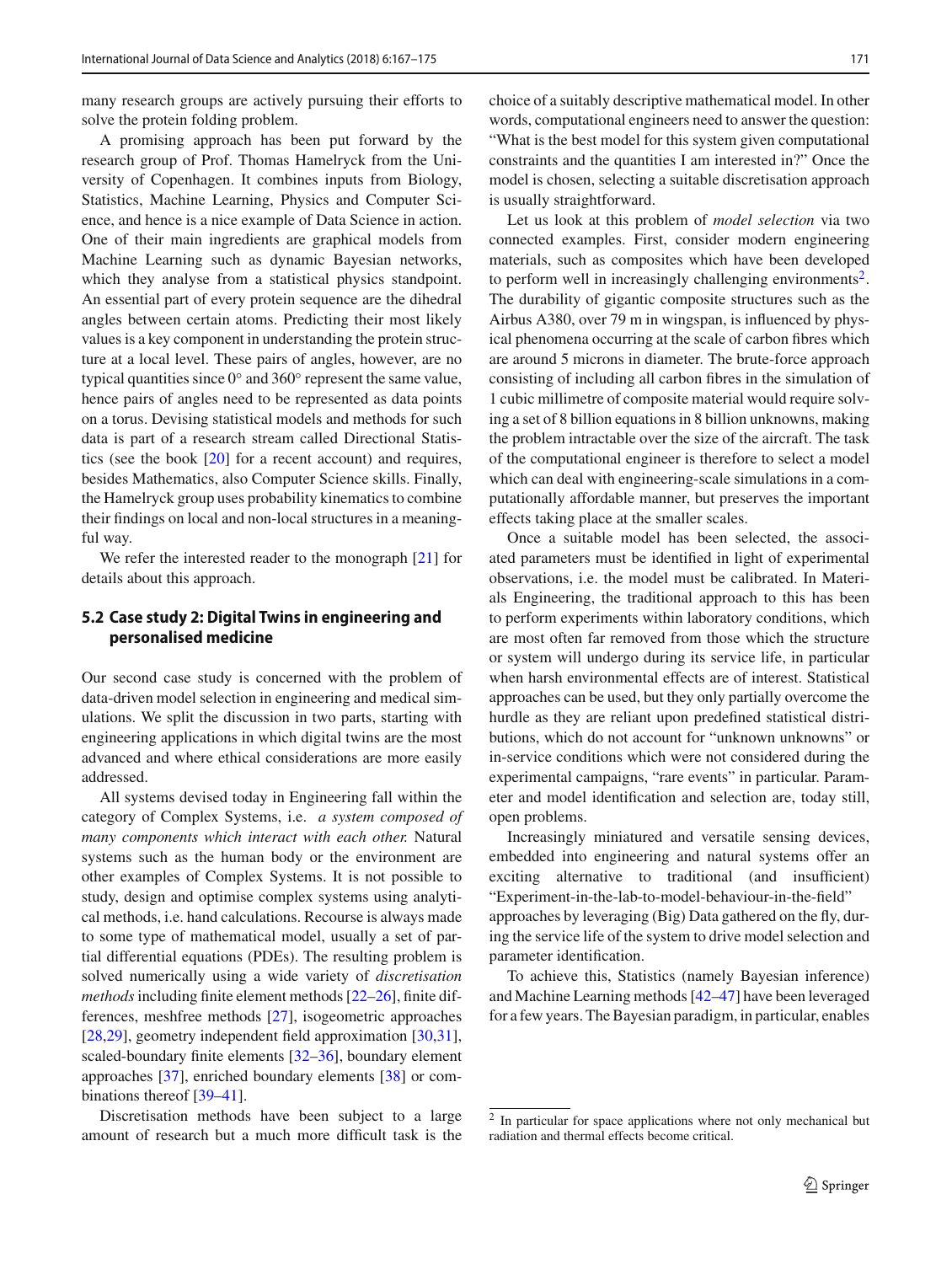many research groups are actively pursuing their efforts to solve the protein folding problem.

A promising approach has been put forward by the research group of Prof. Thomas Hamelryck from the University of Copenhagen. It combines inputs from Biology, Statistics, Machine Learning, Physics and Computer Science, and hence is a nice example of Data Science in action. One of their main ingredients are graphical models from Machine Learning such as dynamic Bayesian networks, which they analyse from a statistical physics standpoint. An essential part of every protein sequence are the dihedral angles between certain atoms. Predicting their most likely values is a key component in understanding the protein structure at a local level. These pairs of angles, however, are no typical quantities since 0° and 360° represent the same value, hence pairs of angles need to be represented as data points on a torus. Devising statistical models and methods for such data is part of a research stream called Directional Statistics (see the book [20] for a recent account) and requires, besides Mathematics, also Computer Science skills. Finally, the Hamelryck group uses probability kinematics to combine their findings on local and non-local structures in a meaningful way.

We refer the interested reader to the monograph [21] for details about this approach.

### 5.2 Case study 2: Digital Twins in engineering and personalised medicine

Our second case study is concerned with the problem of data-driven model selection in engineering and medical simulations. We split the discussion in two parts, starting with engineering applications in which digital twins are the most advanced and where ethical considerations are more easily addressed.

All systems devised today in Engineering fall within the category of Complex Systems, i.e. *a system composed of many components which interact with each other.* Natural systems such as the human body or the environment are other examples of Complex Systems. It is not possible to study, design and optimise complex systems using analytical methods, i.e. hand calculations. Recourse is always made to some type of mathematical model, usually a set of partial differential equations (PDEs). The resulting problem is solved numerically using a wide variety of *discretisation methods* including finite element methods [22–26], finite differences, meshfree methods [27], isogeometric approaches [28,29], geometry independent field approximation [30,31], scaled-boundary finite elements [32–36], boundary element approaches [37], enriched boundary elements [38] or combinations thereof [39–41].

Discretisation methods have been subject to a large amount of research but a much more difficult task is the choice of a suitably descriptive mathematical model. In other words, computational engineers need to answer the question: "What is the best model for this system given computational constraints and the quantities I am interested in?" Once the model is chosen, selecting a suitable discretisation approach is usually straightforward.

Let us look at this problem of *model selection* via two connected examples. First, consider modern engineering materials, such as composites which have been developed to perform well in increasingly challenging environments[2]. The durability of gigantic composite structures such as the Airbus A380, over 79 m in wingspan, is influenced by physical phenomena occurring at the scale of carbon fibres which are around 5 microns in diameter. The brute-force approach consisting of including all carbon fibres in the simulation of 1 cubic millimetre of composite material would require solving a set of 8 billion equations in 8 billion unknowns, making the problem intractable over the size of the aircraft. The task of the computational engineer is therefore to select a model which can deal with engineering-scale simulations in a computationally affordable manner, but preserves the important effects taking place at the smaller scales.

Once a suitable model has been selected, the associated parameters must be identified in light of experimental observations, i.e. the model must be calibrated. In Materials Engineering, the traditional approach to this has been to perform experiments within laboratory conditions, which are most often far removed from those which the structure or system will undergo during its service life, in particular when harsh environmental effects are of interest. Statistical approaches can be used, but they only partially overcome the hurdle as they are reliant upon predefined statistical distributions, which do not account for "unknown unknowns" or in-service conditions which were not considered during the experimental campaigns, "rare events" in particular. Parameter and model identification and selection are, today still, open problems.

Increasingly miniatured and versatile sensing devices, embedded into engineering and natural systems offer an exciting alternative to traditional (and insufficient) "Experiment-in-the-lab-to-model-behaviour-in-the-field" approaches by leveraging (Big) Data gathered on the fly, during the service life of the system to drive model selection and parameter identification.

To achieve this, Statistics (namely Bayesian inference) and Machine Learning methods [42–47] have been leveraged for a few years. The Bayesian paradigm, in particular, enables

[2] In particular for space applications where not only mechanical but radiation and thermal effects become critical.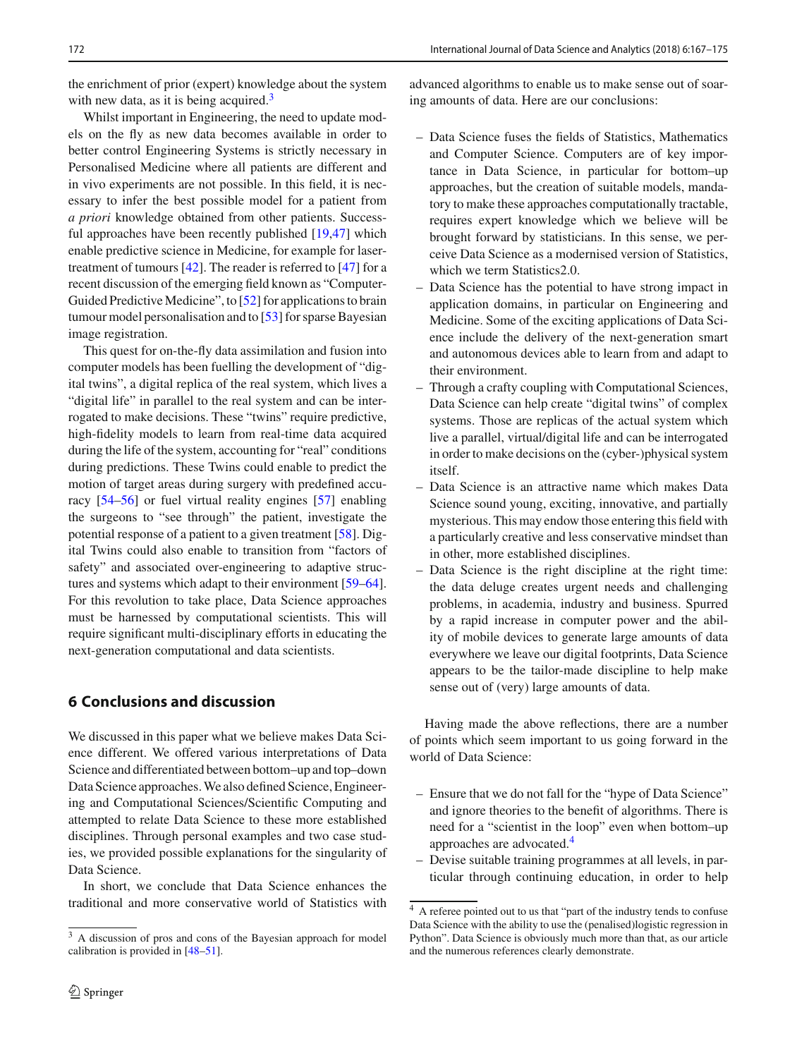the enrichment of prior (expert) knowledge about the system with new data, as it is being acquired.[3]

Whilst important in Engineering, the need to update models on the fly as new data becomes available in order to better control Engineering Systems is strictly necessary in Personalised Medicine where all patients are different and in vivo experiments are not possible. In this field, it is necessary to infer the best possible model for a patient from *a priori* knowledge obtained from other patients. Successful approaches have been recently published [19,47] which enable predictive science in Medicine, for example for laser-treatment of tumours [42]. The reader is referred to [47] for a recent discussion of the emerging field known as "Computer-Guided Predictive Medicine", to [52] for applications to brain tumour model personalisation and to [53] for sparse Bayesian image registration.

This quest for on-the-fly data assimilation and fusion into computer models has been fuelling the development of "digital twins", a digital replica of the real system, which lives a "digital life" in parallel to the real system and can be interrogated to make decisions. These "twins" require predictive, high-fidelity models to learn from real-time data acquired during the life of the system, accounting for "real" conditions during predictions. These Twins could enable to predict the motion of target areas during surgery with predefined accuracy [54–56] or fuel virtual reality engines [57] enabling the surgeons to "see through" the patient, investigate the potential response of a patient to a given treatment [58]. Digital Twins could also enable to transition from "factors of safety" and associated over-engineering to adaptive structures and systems which adapt to their environment [59–64]. For this revolution to take place, Data Science approaches must be harnessed by computational scientists. This will require significant multi-disciplinary efforts in educating the next-generation computational and data scientists.

## 6 Conclusions and discussion

We discussed in this paper what we believe makes Data Science different. We offered various interpretations of Data Science and differentiated between bottom–up and top–down Data Science approaches. We also defined Science, Engineering and Computational Sciences/Scientific Computing and attempted to relate Data Science to these more established disciplines. Through personal examples and two case studies, we provided possible explanations for the singularity of Data Science.

In short, we conclude that Data Science enhances the traditional and more conservative world of Statistics with advanced algorithms to enable us to make sense out of soaring amounts of data. Here are our conclusions:

- Data Science fuses the fields of Statistics, Mathematics and Computer Science. Computers are of key importance in Data Science, in particular for bottom–up approaches, but the creation of suitable models, mandatory to make these approaches computationally tractable, requires expert knowledge which we believe will be brought forward by statisticians. In this sense, we perceive Data Science as a modernised version of Statistics, which we term Statistics2.0.
- Data Science has the potential to have strong impact in application domains, in particular on Engineering and Medicine. Some of the exciting applications of Data Science include the delivery of the next-generation smart and autonomous devices able to learn from and adapt to their environment.
- Through a crafty coupling with Computational Sciences, Data Science can help create "digital twins" of complex systems. Those are replicas of the actual system which live a parallel, virtual/digital life and can be interrogated in order to make decisions on the (cyber-)physical system itself.
- Data Science is an attractive name which makes Data Science sound young, exciting, innovative, and partially mysterious. This may endow those entering this field with a particularly creative and less conservative mindset than in other, more established disciplines.
- Data Science is the right discipline at the right time: the data deluge creates urgent needs and challenging problems, in academia, industry and business. Spurred by a rapid increase in computer power and the ability of mobile devices to generate large amounts of data everywhere we leave our digital footprints, Data Science appears to be the tailor-made discipline to help make sense out of (very) large amounts of data.

Having made the above reflections, there are a number of points which seem important to us going forward in the world of Data Science:

- Ensure that we do not fall for the "hype of Data Science" and ignore theories to the benefit of algorithms. There is need for a "scientist in the loop" even when bottom–up approaches are advocated.[4]
- Devise suitable training programmes at all levels, in particular through continuing education, in order to help

[3] A discussion of pros and cons of the Bayesian approach for model calibration is provided in [48–51].

[4] A referee pointed out to us that "part of the industry tends to confuse Data Science with the ability to use the (penalised)logistic regression in Python". Data Science is obviously much more than that, as our article and the numerous references clearly demonstrate.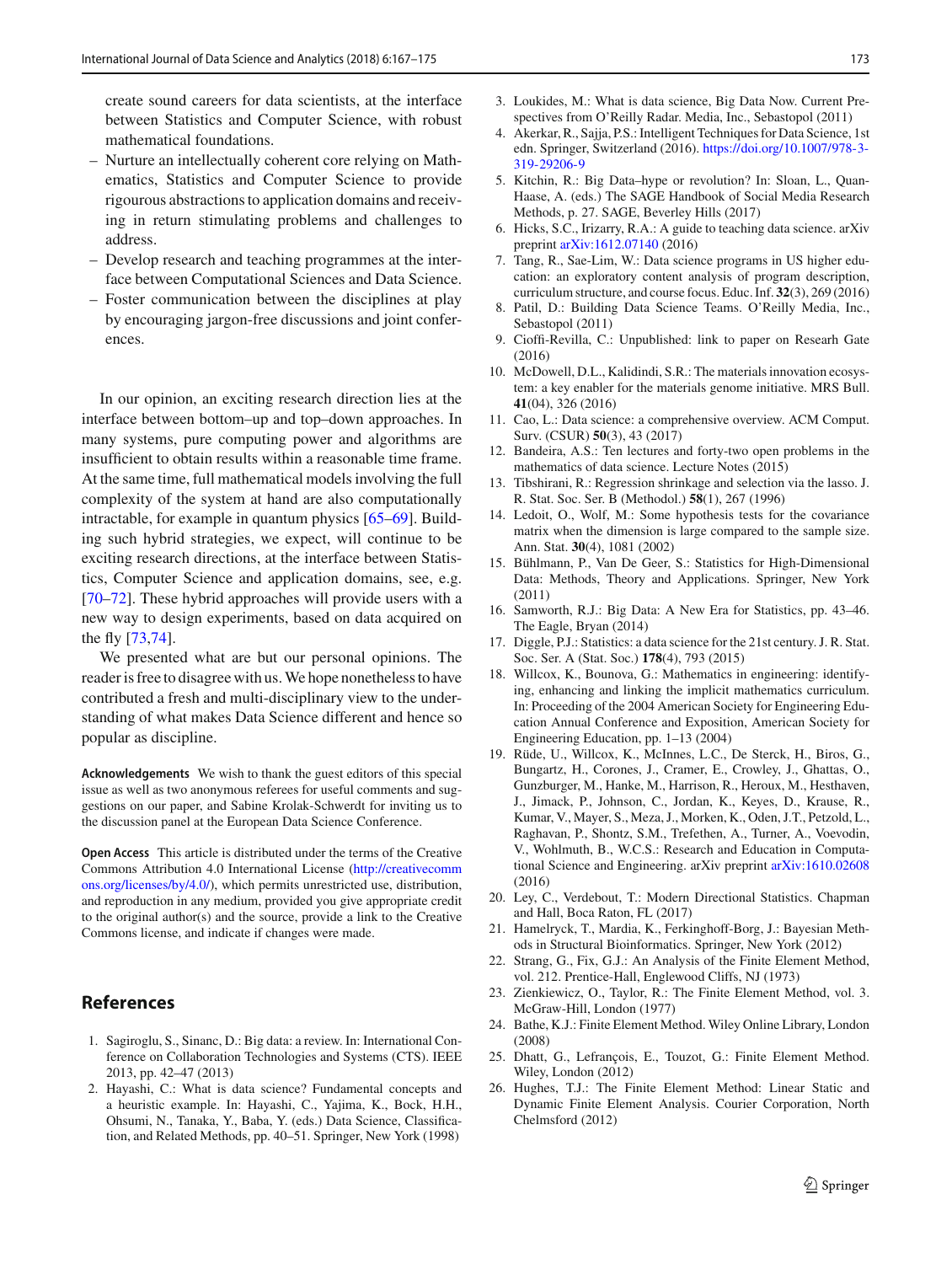create sound careers for data scientists, at the interface between Statistics and Computer Science, with robust mathematical foundations.
- Nurture an intellectually coherent core relying on Mathematics, Statistics and Computer Science to provide rigourous abstractions to application domains and receiving in return stimulating problems and challenges to address.
- Develop research and teaching programmes at the interface between Computational Sciences and Data Science.
- Foster communication between the disciplines at play by encouraging jargon-free discussions and joint conferences.

In our opinion, an exciting research direction lies at the interface between bottom–up and top–down approaches. In many systems, pure computing power and algorithms are insufficient to obtain results within a reasonable time frame. At the same time, full mathematical models involving the full complexity of the system at hand are also computationally intractable, for example in quantum physics [65–69]. Building such hybrid strategies, we expect, will continue to be exciting research directions, at the interface between Statistics, Computer Science and application domains, see, e.g. [70–72]. These hybrid approaches will provide users with a new way to design experiments, based on data acquired on the fly [73,74].

We presented what are but our personal opinions. The reader is free to disagree with us. We hope nonetheless to have contributed a fresh and multi-disciplinary view to the understanding of what makes Data Science different and hence so popular as discipline.

**Acknowledgements** We wish to thank the guest editors of this special issue as well as two anonymous referees for useful comments and suggestions on our paper, and Sabine Krolak-Schwerdt for inviting us to the discussion panel at the European Data Science Conference.

**Open Access** This article is distributed under the terms of the Creative Commons Attribution 4.0 International License (http://creativecommons.org/licenses/by/4.0/), which permits unrestricted use, distribution, and reproduction in any medium, provided you give appropriate credit to the original author(s) and the source, provide a link to the Creative Commons license, and indicate if changes were made.

## References

1. Sagiroglu, S., Sinanc, D.: Big data: a review. In: International Conference on Collaboration Technologies and Systems (CTS). IEEE 2013, pp. 42–47 (2013)
2. Hayashi, C.: What is data science? Fundamental concepts and a heuristic example. In: Hayashi, C., Yajima, K., Bock, H.H., Ohsumi, N., Tanaka, Y., Baba, Y. (eds.) Data Science, Classification, and Related Methods, pp. 40–51. Springer, New York (1998)
3. Loukides, M.: What is data science, Big Data Now. Current Perspectives from O'Reilly Radar. Media, Inc., Sebastopol (2011)
4. Akerkar, R., Sajja, P.S.: Intelligent Techniques for Data Science, 1st edn. Springer, Switzerland (2016). https://doi.org/10.1007/978-3-319-29206-9
5. Kitchin, R.: Big Data–hype or revolution? In: Sloan, L., Quan-Haase, A. (eds.) The SAGE Handbook of Social Media Research Methods, p. 27. SAGE, Beverley Hills (2017)
6. Hicks, S.C., Irizarry, R.A.: A guide to teaching data science. arXiv preprint arXiv:1612.07140 (2016)
7. Tang, R., Sae-Lim, W.: Data science programs in US higher education: an exploratory content analysis of program description, curriculum structure, and course focus. Educ. Inf. **32**(3), 269 (2016)
8. Patil, D.: Building Data Science Teams. O'Reilly Media, Inc., Sebastopol (2011)
9. Cioffi-Revilla, C.: Unpublished: link to paper on Researh Gate (2016)
10. McDowell, D.L., Kalidindi, S.R.: The materials innovation ecosystem: a key enabler for the materials genome initiative. MRS Bull. **41**(04), 326 (2016)
11. Cao, L.: Data science: a comprehensive overview. ACM Comput. Surv. (CSUR) **50**(3), 43 (2017)
12. Bandeira, A.S.: Ten lectures and forty-two open problems in the mathematics of data science. Lecture Notes (2015)
13. Tibshirani, R.: Regression shrinkage and selection via the lasso. J. R. Stat. Soc. Ser. B (Methodol.) **58**(1), 267 (1996)
14. Ledoit, O., Wolf, M.: Some hypothesis tests for the covariance matrix when the dimension is large compared to the sample size. Ann. Stat. **30**(4), 1081 (2002)
15. Bühlmann, P., Van De Geer, S.: Statistics for High-Dimensional Data: Methods, Theory and Applications. Springer, New York (2011)
16. Samworth, R.J.: Big Data: A New Era for Statistics, pp. 43–46. The Eagle, Bryan (2014)
17. Diggle, P.J.: Statistics: a data science for the 21st century. J. R. Stat. Soc. Ser. A (Stat. Soc.) **178**(4), 793 (2015)
18. Willcox, K., Bounova, G.: Mathematics in engineering: identifying, enhancing and linking the implicit mathematics curriculum. In: Proceeding of the 2004 American Society for Engineering Education Annual Conference and Exposition, American Society for Engineering Education, pp. 1–13 (2004)
19. Rüde, U., Willcox, K., McInnes, L.C., De Sterck, H., Biros, G., Bungartz, H., Corones, J., Cramer, E., Crowley, J., Ghattas, O., Gunzburger, M., Hanke, M., Harrison, R., Heroux, M., Hesthaven, J., Jimack, P., Johnson, C., Jordan, K., Keyes, D., Krause, R., Kumar, V., Mayer, S., Meza, J., Morken, K., Oden, J.T., Petzold, L., Raghavan, P., Shontz, S.M., Trefethen, A., Turner, A., Voevodin, V., Wohlmuth, B., W.C.S.: Research and Education in Computational Science and Engineering. arXiv preprint arXiv:1610.02608 (2016)
20. Ley, C., Verdebout, T.: Modern Directional Statistics. Chapman and Hall, Boca Raton, FL (2017)
21. Hamelryck, T., Mardia, K., Ferkinghoff-Borg, J.: Bayesian Methods in Structural Bioinformatics. Springer, New York (2012)
22. Strang, G., Fix, G.J.: An Analysis of the Finite Element Method, vol. 212. Prentice-Hall, Englewood Cliffs, NJ (1973)
23. Zienkiewicz, O., Taylor, R.: The Finite Element Method, vol. 3. McGraw-Hill, London (1977)
24. Bathe, K.J.: Finite Element Method. Wiley Online Library, London (2008)
25. Dhatt, G., Lefrançois, E., Touzot, G.: Finite Element Method. Wiley, London (2012)
26. Hughes, T.J.: The Finite Element Method: Linear Static and Dynamic Finite Element Analysis. Courier Corporation, North Chelmsford (2012)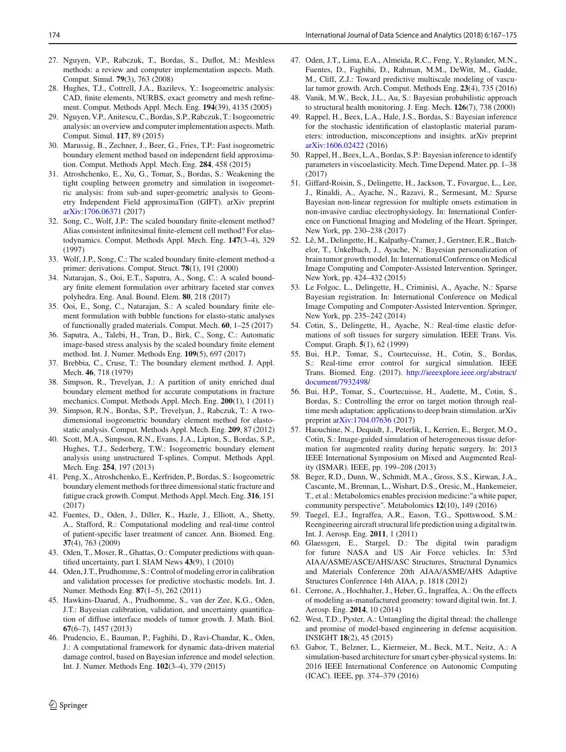27. Nguyen, V.P., Rabczuk, T., Bordas, S., Duflot, M.: Meshless methods: a review and computer implementation aspects. Math. Comput. Simul. **79**(3), 763 (2008)
28. Hughes, T.J., Cottrell, J.A., Bazilevs, Y.: Isogeometric analysis: CAD, finite elements, NURBS, exact geometry and mesh refinement. Comput. Methods Appl. Mech. Eng. **194**(39), 4135 (2005)
29. Nguyen, V.P., Anitescu, C., Bordas, S.P., Rabczuk, T.: Isogeometric analysis: an overview and computer implementation aspects. Math. Comput. Simul. **117**, 89 (2015)
30. Marussig, B., Zechner, J., Beer, G., Fries, T.P.: Fast isogeometric boundary element method based on independent field approximation. Comput. Methods Appl. Mech. Eng. **284**, 458 (2015)
31. Atroshchenko, E., Xu, G., Tomar, S., Bordas, S.: Weakening the tight coupling between geometry and simulation in isogeometric analysis: from sub-and super-geometric analysis to Geometry Independent Field approximaTion (GIFT). arXiv preprint arXiv:1706.06371 (2017)
32. Song, C., Wolf, J.P.: The scaled boundary finite-element method? Alias consistent infinitesimal finite-element cell method? For elastodynamics. Comput. Methods Appl. Mech. Eng. **147**(3–4), 329 (1997)
33. Wolf, J.P., Song, C.: The scaled boundary finite-element method-a primer: derivations. Comput. Struct. **78**(1), 191 (2000)
34. Natarajan, S., Ooi, E.T., Saputra, A., Song, C.: A scaled boundary finite element formulation over arbitrary faceted star convex polyhedra. Eng. Anal. Bound. Elem. **80**, 218 (2017)
35. Ooi, E., Song, C., Natarajan, S.: A scaled boundary finite element formulation with bubble functions for elasto-static analyses of functionally graded materials. Comput. Mech. **60**, 1–25 (2017)
36. Saputra, A., Talebi, H., Tran, D., Birk, C., Song, C.: Automatic image-based stress analysis by the scaled boundary finite element method. Int. J. Numer. Methods Eng. **109**(5), 697 (2017)
37. Brebbia, C., Cruse, T.: The boundary element method. J. Appl. Mech. **46**, 718 (1979)
38. Simpson, R., Trevelyan, J.: A partition of unity enriched dual boundary element method for accurate computations in fracture mechanics. Comput. Methods Appl. Mech. Eng. **200**(1), 1 (2011)
39. Simpson, R.N., Bordas, S.P., Trevelyan, J., Rabczuk, T.: A two-dimensional isogeometric boundary element method for elastostatic analysis. Comput. Methods Appl. Mech. Eng. **209**, 87 (2012)
40. Scott, M.A., Simpson, R.N., Evans, J.A., Lipton, S., Bordas, S.P., Hughes, T.J., Sederberg, T.W.: Isogeometric boundary element analysis using unstructured T-splines. Comput. Methods Appl. Mech. Eng. **254**, 197 (2013)
41. Peng, X., Atroshchenko, E., Kerfriden, P., Bordas, S.: Isogeometric boundary element methods for three dimensional static fracture and fatigue crack growth. Comput. Methods Appl. Mech. Eng. **316**, 151 (2017)
42. Fuentes, D., Oden, J., Diller, K., Hazle, J., Elliott, A., Shetty, A., Stafford, R.: Computational modeling and real-time control of patient-specific laser treatment of cancer. Ann. Biomed. Eng. **37**(4), 763 (2009)
43. Oden, T., Moser, R., Ghattas, O.: Computer predictions with quantified uncertainty, part I. SIAM News **43**(9), 1 (2010)
44. Oden, J.T., Prudhomme, S.: Control of modeling error in calibration and validation processes for predictive stochastic models. Int. J. Numer. Methods Eng. **87**(1–5), 262 (2011)
45. Hawkins-Daarud, A., Prudhomme, S., van der Zee, K.G., Oden, J.T.: Bayesian calibration, validation, and uncertainty quantification of diffuse interface models of tumor growth. J. Math. Biol. **67**(6–7), 1457 (2013)
46. Prudencio, E., Bauman, P., Faghihi, D., Ravi-Chandar, K., Oden, J.: A computational framework for dynamic data-driven material damage control, based on Bayesian inference and model selection. Int. J. Numer. Methods Eng. **102**(3–4), 379 (2015)
47. Oden, J.T., Lima, E.A., Almeida, R.C., Feng, Y., Rylander, M.N., Fuentes, D., Faghihi, D., Rahman, M.M., DeWitt, M., Gadde, M., Cliff, Z.J.: Toward predictive multiscale modeling of vascular tumor growth. Arch. Comput. Methods Eng. **23**(4), 735 (2016)
48. Vanik, M.W., Beck, J.L., Au, S.: Bayesian probabilistic approach to structural health monitoring. J. Eng. Mech. **126**(7), 738 (2000)
49. Rappel, H., Beex, L.A., Hale, J.S., Bordas, S.: Bayesian inference for the stochastic identification of elastoplastic material parameters: introduction, misconceptions and insights. arXiv preprint arXiv:1606.02422 (2016)
50. Rappel, H., Beex, L.A., Bordas, S.P.: Bayesian inference to identify parameters in viscoelasticity. Mech. Time Depend. Mater. pp. 1–38 (2017)
51. Giffard-Roisin, S., Delingette, H., Jackson, T., Fovargue, L., Lee, J., Rinaldi, A., Ayache, N., Razavi, R., Sermesant, M.: Sparse Bayesian non-linear regression for multiple onsets estimation in non-invasive cardiac electrophysiology. In: International Conference on Functional Imaging and Modeling of the Heart. Springer, New York, pp. 230–238 (2017)
52. Lê, M., Delingette, H., Kalpathy-Cramer, J., Gerstner, E.R., Batchelor, T., Unkelbach, J., Ayache, N.: Bayesian personalization of brain tumor growth model. In: International Conference on Medical Image Computing and Computer-Assisted Intervention. Springer, New York, pp. 424–432 (2015)
53. Le Folgoc, L., Delingette, H., Criminisi, A., Ayache, N.: Sparse Bayesian registration. In: International Conference on Medical Image Computing and Computer-Assisted Intervention. Springer, New York, pp. 235–242 (2014)
54. Cotin, S., Delingette, H., Ayache, N.: Real-time elastic deformations of soft tissues for surgery simulation. IEEE Trans. Vis. Comput. Graph. **5**(1), 62 (1999)
55. Bui, H.P., Tomar, S., Courtecuisse, H., Cotin, S., Bordas, S.: Real-time error control for surgical simulation. IEEE Trans. Biomed. Eng. (2017). http://ieeexplore.ieee.org/abstract/document/7932498/
56. Bui, H.P., Tomar, S., Courtecuisse, H., Audette, M., Cotin, S., Bordas, S.: Controlling the error on target motion through real-time mesh adaptation: applications to deep brain stimulation. arXiv preprint arXiv:1704.07636 (2017)
57. Haouchine, N., Dequidt, J., Peterlik, I., Kerrien, E., Berger, M.O., Cotin, S.: Image-guided simulation of heterogeneous tissue deformation for augmented reality during hepatic surgery. In: 2013 IEEE International Symposium on Mixed and Augmented Reality (ISMAR). IEEE, pp. 199–208 (2013)
58. Beger, R.D., Dunn, W., Schmidt, M.A., Gross, S.S., Kirwan, J.A., Cascante, M., Brennan, L., Wishart, D.S., Oresic, M., Hankemeier, T., et al.: Metabolomics enables precision medicine:"a white paper, community perspective". Metabolomics **12**(10), 149 (2016)
59. Tuegel, E.J., Ingraffea, A.R., Eason, T.G., Spottswood, S.M.: Reengineering aircraft structural life prediction using a digital twin. Int. J. Aerosp. Eng. **2011**, 1 (2011)
60. Glaessgen, E., Stargel, D.: The digital twin paradigm for future NASA and US Air Force vehicles. In: 53rd AIAA/ASME/ASCE/AHS/ASC Structures, Structural Dynamics and Materials Conference 20th AIAA/ASME/AHS Adaptive Structures Conference 14th AIAA, p. 1818 (2012)
61. Cerrone, A., Hochhalter, J., Heber, G., Ingraffea, A.: On the effects of modeling as-manufactured geometry: toward digital twin. Int. J. Aerosp. Eng. **2014**, 10 (2014)
62. West, T.D., Pyster, A.: Untangling the digital thread: the challenge and promise of model-based engineering in defense acquisition. INSIGHT **18**(2), 45 (2015)
63. Gabor, T., Belzner, L., Kiermeier, M., Beck, M.T., Neitz, A.: A simulation-based architecture for smart cyber-physical systems. In: 2016 IEEE International Conference on Autonomic Computing (ICAC). IEEE, pp. 374–379 (2016)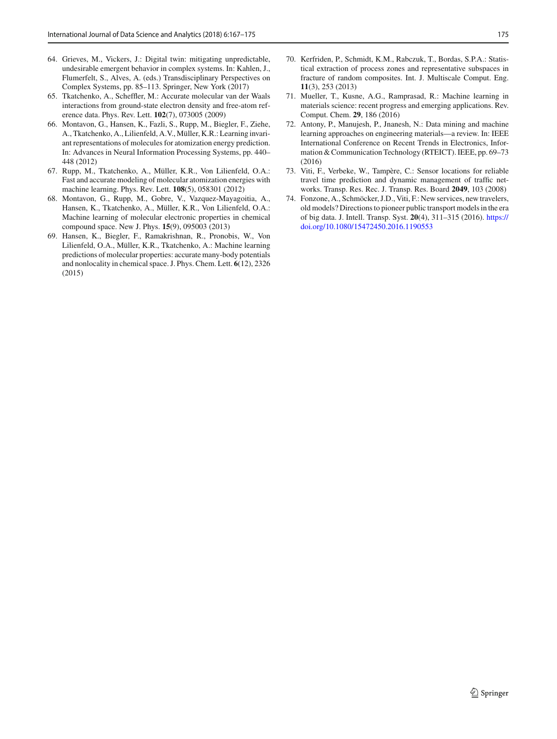64. Grieves, M., Vickers, J.: Digital twin: mitigating unpredictable, undesirable emergent behavior in complex systems. In: Kahlen, J., Flumerfelt, S., Alves, A. (eds.) Transdisciplinary Perspectives on Complex Systems, pp. 85–113. Springer, New York (2017)
65. Tkatchenko, A., Scheffler, M.: Accurate molecular van der Waals interactions from ground-state electron density and free-atom reference data. Phys. Rev. Lett. **102**(7), 073005 (2009)
66. Montavon, G., Hansen, K., Fazli, S., Rupp, M., Biegler, F., Ziehe, A., Tkatchenko, A., Lilienfeld, A.V., Müller, K.R.: Learning invariant representations of molecules for atomization energy prediction. In: Advances in Neural Information Processing Systems, pp. 440–448 (2012)
67. Rupp, M., Tkatchenko, A., Müller, K.R., Von Lilienfeld, O.A.: Fast and accurate modeling of molecular atomization energies with machine learning. Phys. Rev. Lett. **108**(5), 058301 (2012)
68. Montavon, G., Rupp, M., Gobre, V., Vazquez-Mayagoitia, A., Hansen, K., Tkatchenko, A., Müller, K.R., Von Lilienfeld, O.A.: Machine learning of molecular electronic properties in chemical compound space. New J. Phys. **15**(9), 095003 (2013)
69. Hansen, K., Biegler, F., Ramakrishnan, R., Pronobis, W., Von Lilienfeld, O.A., Müller, K.R., Tkatchenko, A.: Machine learning predictions of molecular properties: accurate many-body potentials and nonlocality in chemical space. J. Phys. Chem. Lett. **6**(12), 2326 (2015)
70. Kerfriden, P., Schmidt, K.M., Rabczuk, T., Bordas, S.P.A.: Statistical extraction of process zones and representative subspaces in fracture of random composites. Int. J. Multiscale Comput. Eng. **11**(3), 253 (2013)
71. Mueller, T., Kusne, A.G., Ramprasad, R.: Machine learning in materials science: recent progress and emerging applications. Rev. Comput. Chem. **29**, 186 (2016)
72. Antony, P., Manujesh, P., Jnanesh, N.: Data mining and machine learning approaches on engineering materials—a review. In: IEEE International Conference on Recent Trends in Electronics, Information & Communication Technology (RTEICT). IEEE, pp. 69–73 (2016)
73. Viti, F., Verbeke, W., Tampère, C.: Sensor locations for reliable travel time prediction and dynamic management of traffic networks. Transp. Res. Rec. J. Transp. Res. Board **2049**, 103 (2008)
74. Fonzone, A., Schmöcker, J.D., Viti, F.: New services, new travelers, old models? Directions to pioneer public transport models in the era of big data. J. Intell. Transp. Syst. **20**(4), 311–315 (2016). https://doi.org/10.1080/15472450.2016.1190553